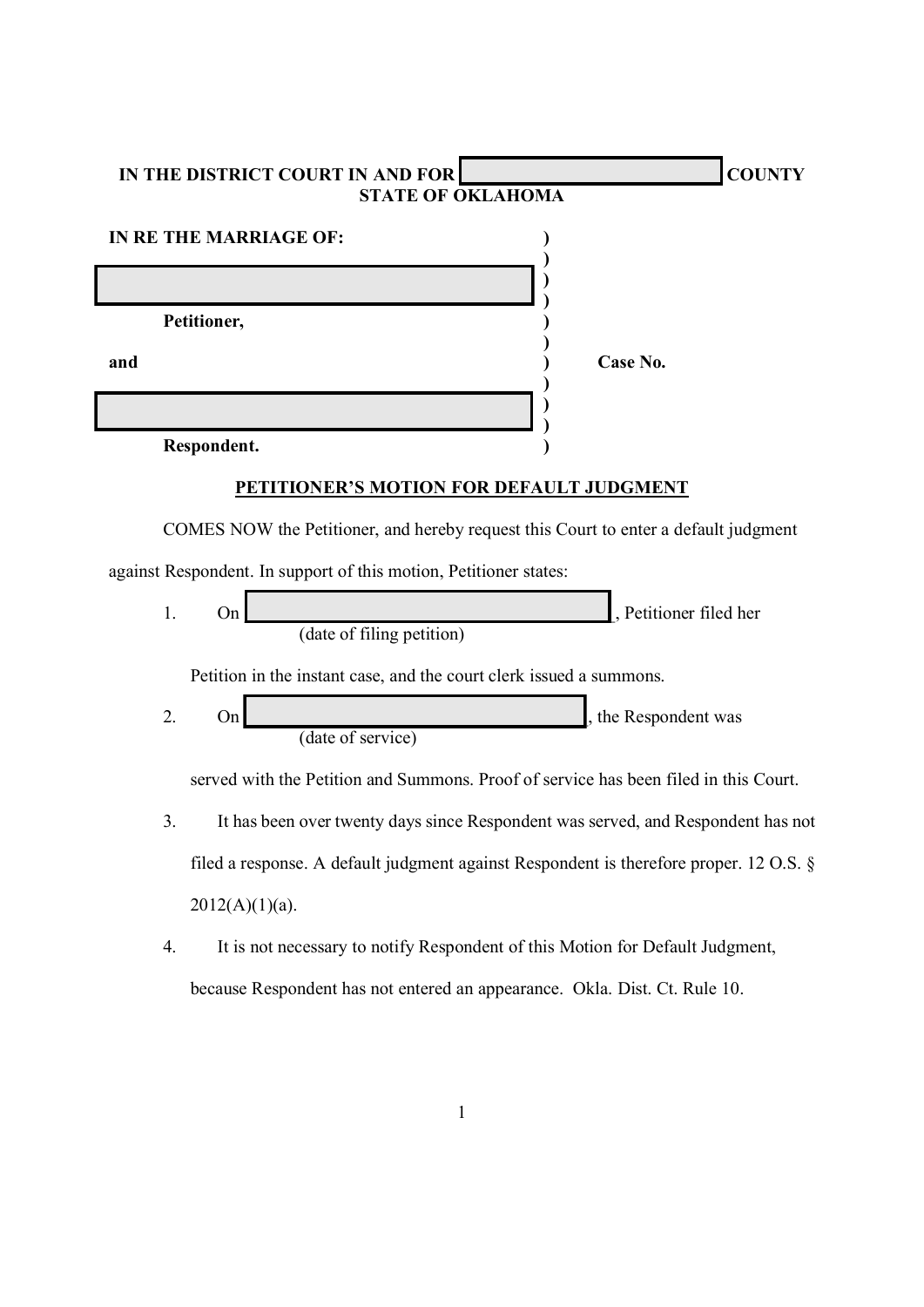**IN THE DISTRICT COURT IN AND FOR \_\_\_\_\_\_\_\_\_\_\_\_\_\_\_\_\_\_\_\_ COUNTY**
**STATE OF OKLAHOMA**

| | | |
|---|---|---|
| **IN RE THE MARRIAGE OF:** | ) | |
| | ) | |
| \_\_\_\_\_\_\_\_\_\_\_\_\_\_\_\_\_\_\_\_ | ) | |
| | ) | |
| **Petitioner,** | ) | |
| | ) | |
| **and** | ) | **Case No.** |
| | ) | |
| \_\_\_\_\_\_\_\_\_\_\_\_\_\_\_\_\_\_\_\_ | ) | |
| | ) | |
| **Respondent.** | ) | |

**PETITIONER'S MOTION FOR DEFAULT JUDGMENT**

COMES NOW the Petitioner, and hereby request this Court to enter a default judgment against Respondent. In support of this motion, Petitioner states:

1. On \_\_\_\_\_\_\_\_\_\_\_\_\_\_\_\_\_\_\_\_ (date of filing petition), Petitioner filed her Petition in the instant case, and the court clerk issued a summons.

2. On \_\_\_\_\_\_\_\_\_\_\_\_\_\_\_\_\_\_\_\_ (date of service), the Respondent was served with the Petition and Summons. Proof of service has been filed in this Court.

3. It has been over twenty days since Respondent was served, and Respondent has not filed a response. A default judgment against Respondent is therefore proper. 12 O.S. § 2012(A)(1)(a).

4. It is not necessary to notify Respondent of this Motion for Default Judgment, because Respondent has not entered an appearance. Okla. Dist. Ct. Rule 10.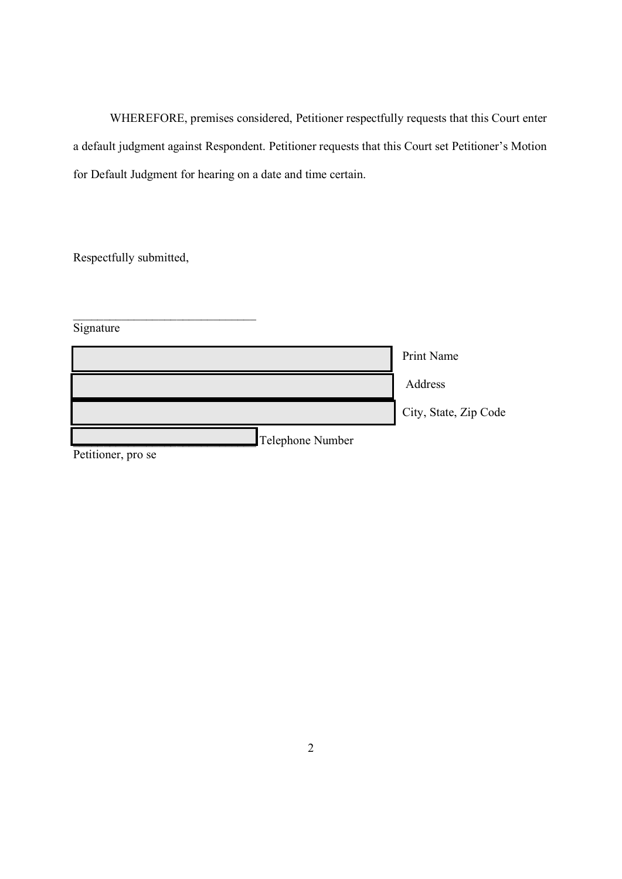WHEREFORE, premises considered, Petitioner respectfully requests that this Court enter a default judgment against Respondent. Petitioner requests that this Court set Petitioner's Motion for Default Judgment for hearing on a date and time certain.

Respectfully submitted,

______________________________
Signature

______________________________ Print Name

______________________________ Address

______________________________ City, State, Zip Code

______________________________ Telephone Number

Petitioner, pro se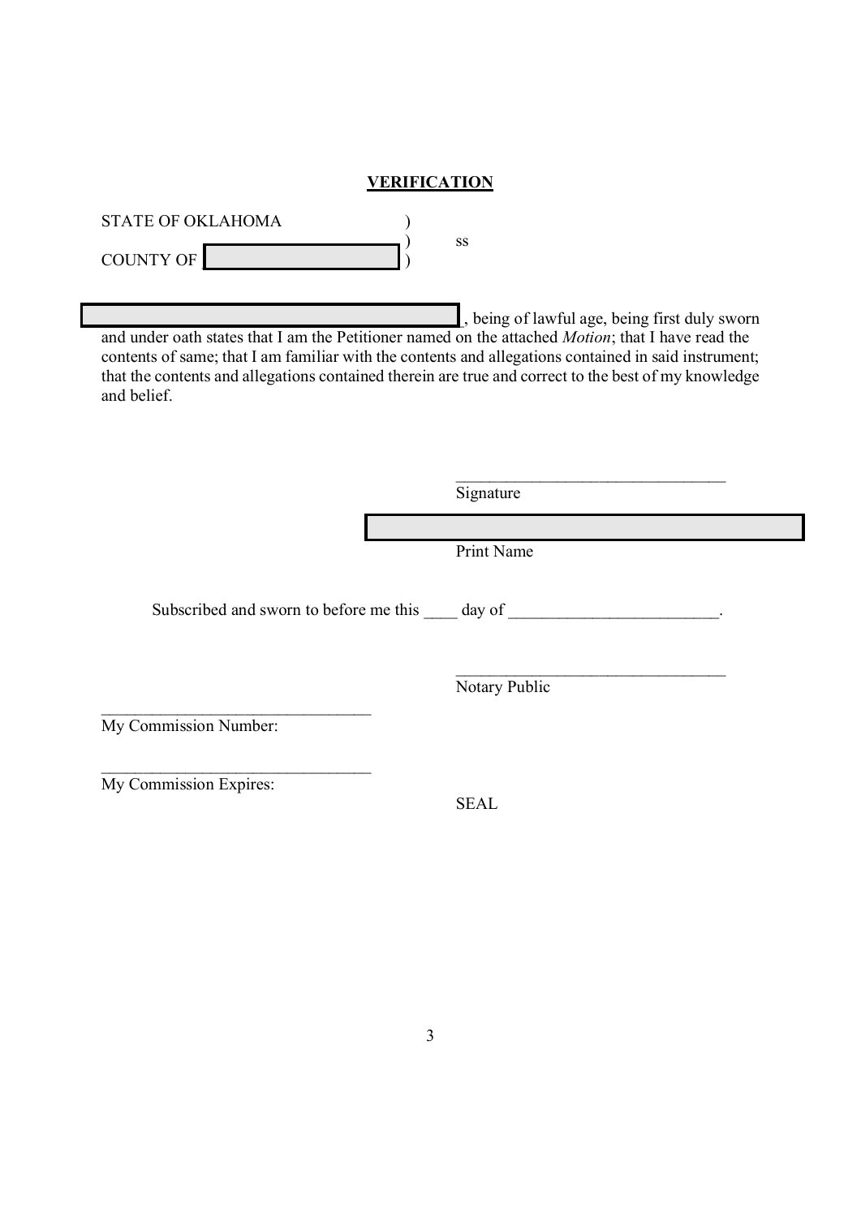## VERIFICATION

STATE OF OKLAHOMA )  
) ss  
COUNTY OF ____________ )

____________________, being of lawful age, being first duly sworn and under oath states that I am the Petitioner named on the attached *Motion*; that I have read the contents of same; that I am familiar with the contents and allegations contained in said instrument; that the contents and allegations contained therein are true and correct to the best of my knowledge and belief.

________________________________  
Signature

________________________________  
Print Name

Subscribed and sworn to before me this ____ day of ________________________.

________________________________  
Notary Public

________________________________  
My Commission Number:

________________________________  
My Commission Expires:

SEAL